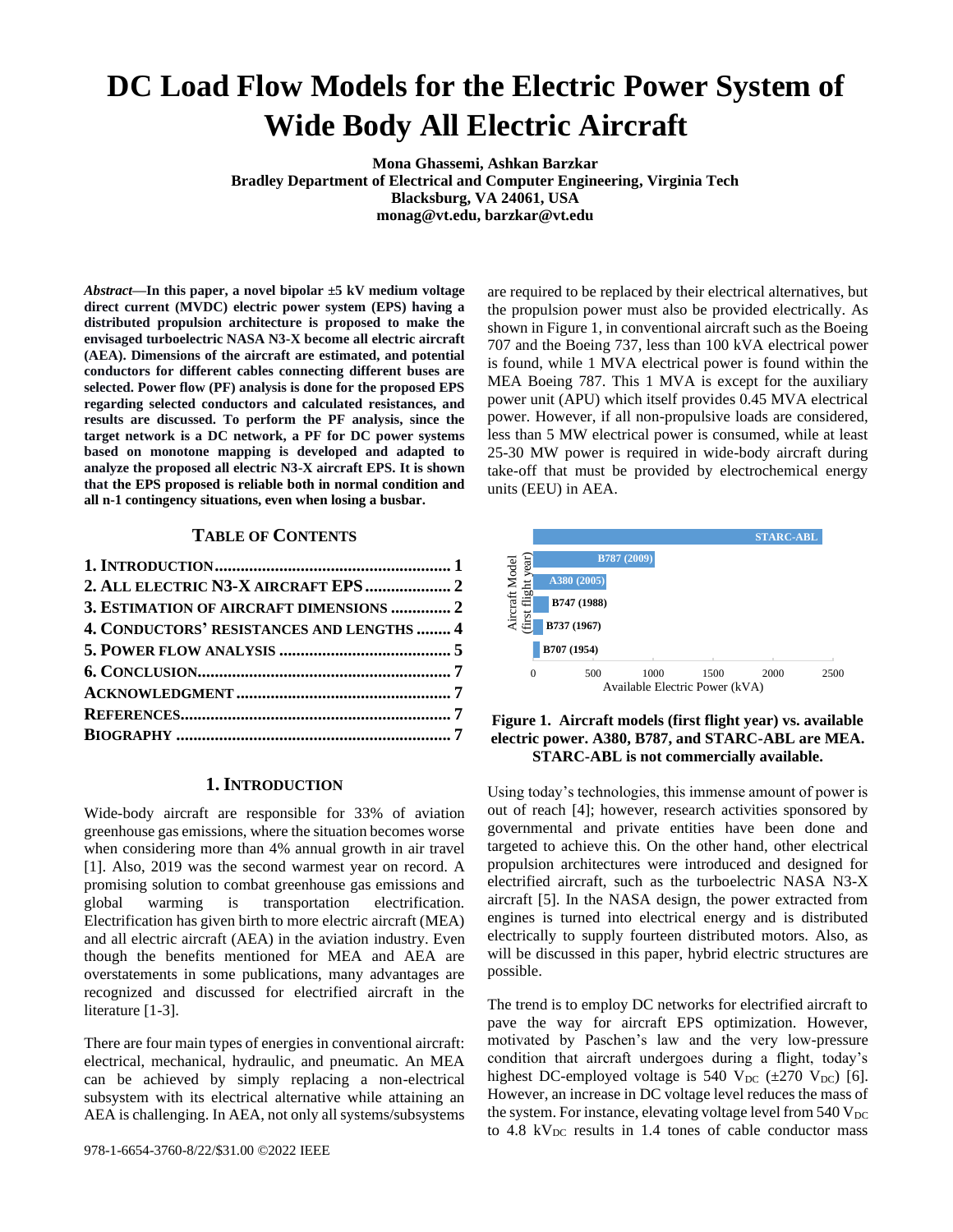# DC Load Flow Models for the Electric Power System of Wide Body All Electric Aircraft

**Mona Ghassemi, Ashkan Barzkar**
**Bradley Department of Electrical and Computer Engineering, Virginia Tech**
**Blacksburg, VA 24061, USA**
**monag@vt.edu, barzkar@vt.edu**

***Abstract*—In this paper, a novel bipolar ±5 kV medium voltage direct current (MVDC) electric power system (EPS) having a distributed propulsion architecture is proposed to make the envisaged turboelectric NASA N3-X become all electric aircraft (AEA). Dimensions of the aircraft are estimated, and potential conductors for different cables connecting different buses are selected. Power flow (PF) analysis is done for the proposed EPS regarding selected conductors and calculated resistances, and results are discussed. To perform the PF analysis, since the target network is a DC network, a PF for DC power systems based on monotone mapping is developed and adapted to analyze the proposed all electric N3-X aircraft EPS. It is shown that the EPS proposed is reliable both in normal condition and all n-1 contingency situations, even when losing a busbar.**

## TABLE OF CONTENTS

**1. INTRODUCTION** ........ 1
**2. ALL ELECTRIC N3-X AIRCRAFT EPS** ........ 2
**3. ESTIMATION OF AIRCRAFT DIMENSIONS** ........ 2
**4. CONDUCTORS' RESISTANCES AND LENGTHS** ........ 4
**5. POWER FLOW ANALYSIS** ........ 5
**6. CONCLUSION** ........ 7
**ACKNOWLEDGMENT** ........ 7
**REFERENCES** ........ 7
**BIOGRAPHY** ........ 7

## 1. INTRODUCTION

Wide-body aircraft are responsible for 33% of aviation greenhouse gas emissions, where the situation becomes worse when considering more than 4% annual growth in air travel [1]. Also, 2019 was the second warmest year on record. A promising solution to combat greenhouse gas emissions and global warming is transportation electrification. Electrification has given birth to more electric aircraft (MEA) and all electric aircraft (AEA) in the aviation industry. Even though the benefits mentioned for MEA and AEA are overstatements in some publications, many advantages are recognized and discussed for electrified aircraft in the literature [1-3].

There are four main types of energies in conventional aircraft: electrical, mechanical, hydraulic, and pneumatic. An MEA can be achieved by simply replacing a non-electrical subsystem with its electrical alternative while attaining an AEA is challenging. In AEA, not only all systems/subsystems are required to be replaced by their electrical alternatives, but the propulsion power must also be provided electrically. As shown in Figure 1, in conventional aircraft such as the Boeing 707 and the Boeing 737, less than 100 kVA electrical power is found, while 1 MVA electrical power is found within the MEA Boeing 787. This 1 MVA is except for the auxiliary power unit (APU) which itself provides 0.45 MVA electrical power. However, if all non-propulsive loads are considered, less than 5 MW electrical power is consumed, while at least 25-30 MW power is required in wide-body aircraft during take-off that must be provided by electrochemical energy units (EEU) in AEA.

**Figure 1. Aircraft models (first flight year) vs. available electric power. A380, B787, and STARC-ABL are MEA. STARC-ABL is not commercially available.**

Using today's technologies, this immense amount of power is out of reach [4]; however, research activities sponsored by governmental and private entities have been done and targeted to achieve this. On the other hand, other electrical propulsion architectures were introduced and designed for electrified aircraft, such as the turboelectric NASA N3-X aircraft [5]. In the NASA design, the power extracted from engines is turned into electrical energy and is distributed electrically to supply fourteen distributed motors. Also, as will be discussed in this paper, hybrid electric structures are possible.

The trend is to employ DC networks for electrified aircraft to pave the way for aircraft EPS optimization. However, motivated by Paschen's law and the very low-pressure condition that aircraft undergoes during a flight, today's highest DC-employed voltage is 540 $V_{DC}$ (±270 $V_{DC}$) [6]. However, an increase in DC voltage level reduces the mass of the system. For instance, elevating voltage level from 540 $V_{DC}$ to 4.8 $kV_{DC}$ results in 1.4 tones of cable conductor mass

978-1-6654-3760-8/22/$31.00 ©2022 IEEE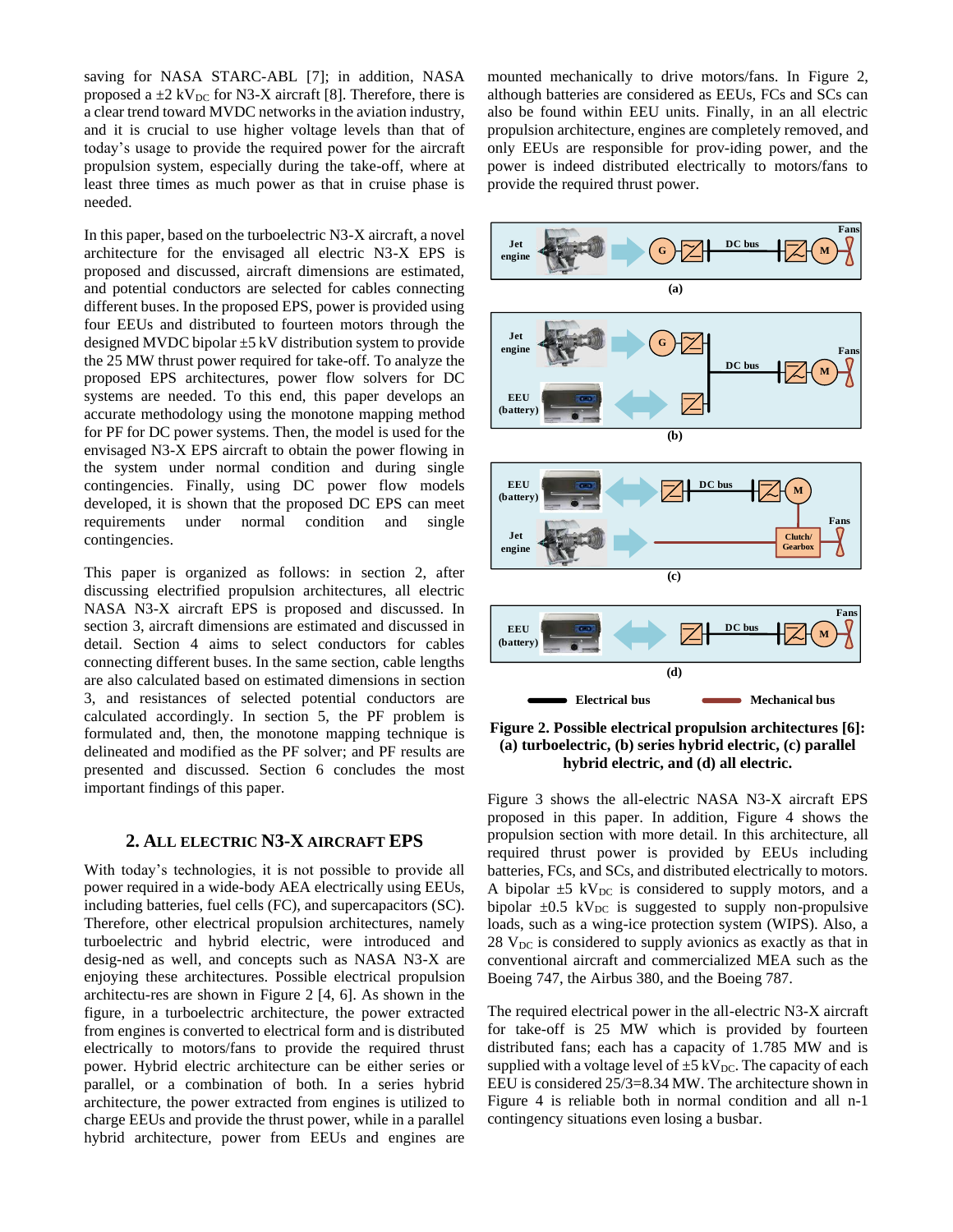saving for NASA STARC-ABL [7]; in addition, NASA proposed a ±2 $kV_{DC}$ for N3-X aircraft [8]. Therefore, there is a clear trend toward MVDC networks in the aviation industry, and it is crucial to use higher voltage levels than that of today's usage to provide the required power for the aircraft propulsion system, especially during the take-off, where at least three times as much power as that in cruise phase is needed.

In this paper, based on the turboelectric N3-X aircraft, a novel architecture for the envisaged all electric N3-X EPS is proposed and discussed, aircraft dimensions are estimated, and potential conductors are selected for cables connecting different buses. In the proposed EPS, power is provided using four EEUs and distributed to fourteen motors through the designed MVDC bipolar ±5 kV distribution system to provide the 25 MW thrust power required for take-off. To analyze the proposed EPS architectures, power flow solvers for DC systems are needed. To this end, this paper develops an accurate methodology using the monotone mapping method for PF for DC power systems. Then, the model is used for the envisaged N3-X EPS aircraft to obtain the power flowing in the system under normal condition and during single contingencies. Finally, using DC power flow models developed, it is shown that the proposed DC EPS can meet requirements under normal condition and single contingencies.

This paper is organized as follows: in section 2, after discussing electrified propulsion architectures, all electric NASA N3-X aircraft EPS is proposed and discussed. In section 3, aircraft dimensions are estimated and discussed in detail. Section 4 aims to select conductors for cables connecting different buses. In the same section, cable lengths are also calculated based on estimated dimensions in section 3, and resistances of selected potential conductors are calculated accordingly. In section 5, the PF problem is formulated and, then, the monotone mapping technique is delineated and modified as the PF solver; and PF results are presented and discussed. Section 6 concludes the most important findings of this paper.

## 2. ALL ELECTRIC N3-X AIRCRAFT EPS

With today's technologies, it is not possible to provide all power required in a wide-body AEA electrically using EEUs, including batteries, fuel cells (FC), and supercapacitors (SC). Therefore, other electrical propulsion architectures, namely turboelectric and hybrid electric, were introduced and desig-ned as well, and concepts such as NASA N3-X are enjoying these architectures. Possible electrical propulsion architectu-res are shown in Figure 2 [4, 6]. As shown in the figure, in a turboelectric architecture, the power extracted from engines is converted to electrical form and is distributed electrically to motors/fans to provide the required thrust power. Hybrid electric architecture can be either series or parallel, or a combination of both. In a series hybrid architecture, the power extracted from engines is utilized to charge EEUs and provide the thrust power, while in a parallel hybrid architecture, power from EEUs and engines are mounted mechanically to drive motors/fans. In Figure 2, although batteries are considered as EEUs, FCs and SCs can also be found within EEU units. Finally, in an all electric propulsion architecture, engines are completely removed, and only EEUs are responsible for prov-iding power, and the power is indeed distributed electrically to motors/fans to provide the required thrust power.

**Figure 2. Possible electrical propulsion architectures [6]: (a) turboelectric, (b) series hybrid electric, (c) parallel hybrid electric, and (d) all electric.**

Figure 3 shows the all-electric NASA N3-X aircraft EPS proposed in this paper. In addition, Figure 4 shows the propulsion section with more detail. In this architecture, all required thrust power is provided by EEUs including batteries, FCs, and SCs, and distributed electrically to motors. A bipolar ±5 $kV_{DC}$ is considered to supply motors, and a bipolar ±0.5 $kV_{DC}$ is suggested to supply non-propulsive loads, such as a wing-ice protection system (WIPS). Also, a 28 $V_{DC}$ is considered to supply avionics as exactly as that in conventional aircraft and commercialized MEA such as the Boeing 747, the Airbus 380, and the Boeing 787.

The required electrical power in the all-electric N3-X aircraft for take-off is 25 MW which is provided by fourteen distributed fans; each has a capacity of 1.785 MW and is supplied with a voltage level of ±5 $kV_{DC}$. The capacity of each EEU is considered 25/3=8.34 MW. The architecture shown in Figure 4 is reliable both in normal condition and all n-1 contingency situations even losing a busbar.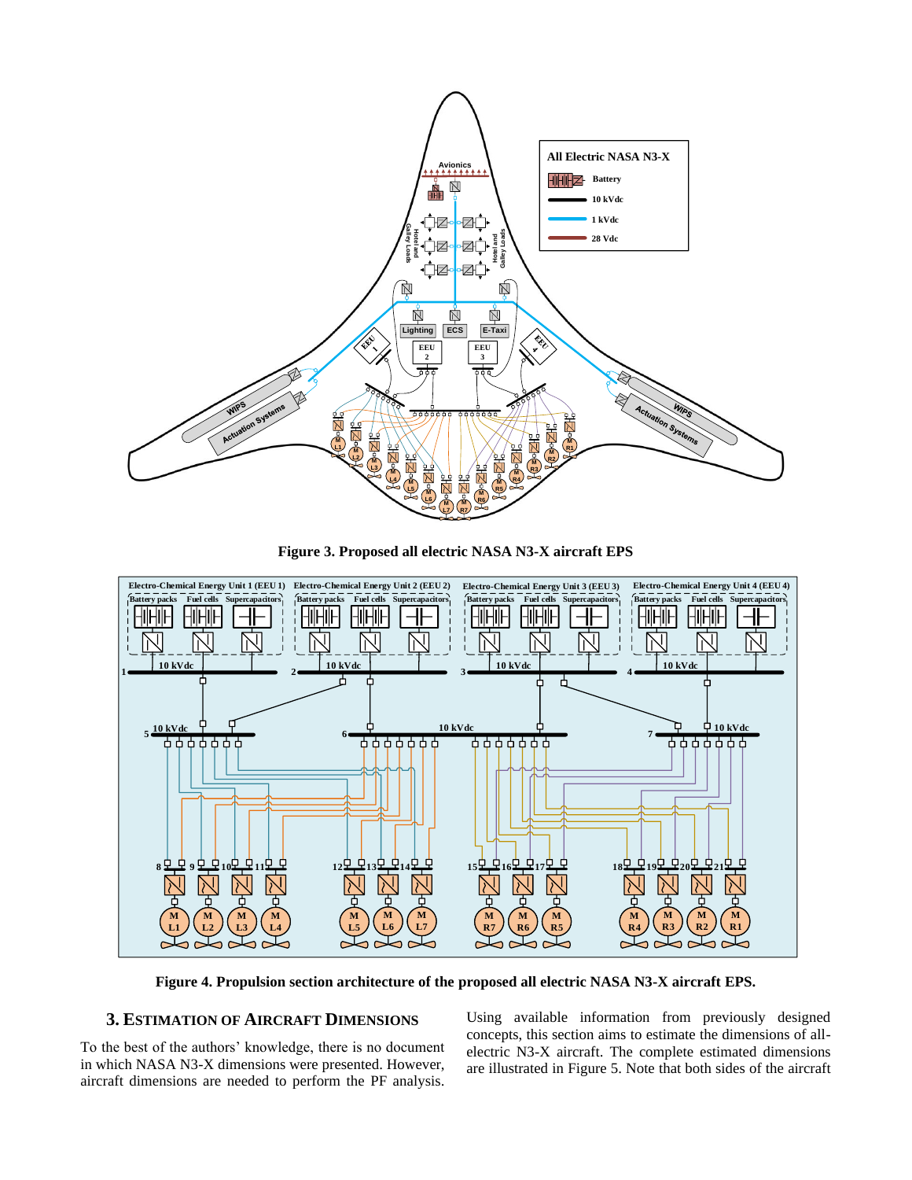**Figure 3. Proposed all electric NASA N3-X aircraft EPS**

**Figure 4. Propulsion section architecture of the proposed all electric NASA N3-X aircraft EPS.**

## 3. ESTIMATION OF AIRCRAFT DIMENSIONS

To the best of the authors' knowledge, there is no document in which NASA N3-X dimensions were presented. However, aircraft dimensions are needed to perform the PF analysis. Using available information from previously designed concepts, this section aims to estimate the dimensions of all-electric N3-X aircraft. The complete estimated dimensions are illustrated in Figure 5. Note that both sides of the aircraft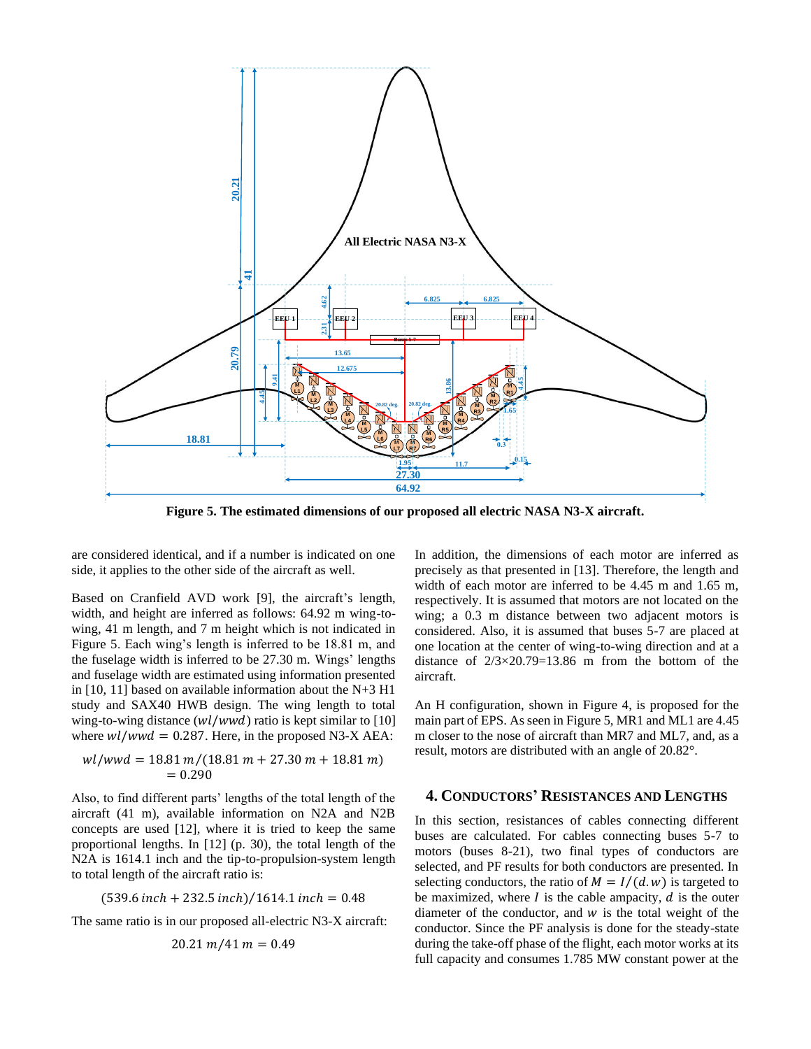Figure 5. The estimated dimensions of our proposed all electric NASA N3-X aircraft.

are considered identical, and if a number is indicated on one side, it applies to the other side of the aircraft as well.

Based on Cranfield AVD work [9], the aircraft's length, width, and height are inferred as follows: 64.92 m wing-to-wing, 41 m length, and 7 m height which is not indicated in Figure 5. Each wing's length is inferred to be 18.81 m, and the fuselage width is inferred to be 27.30 m. Wings' lengths and fuselage width are estimated using information presented in [10, 11] based on available information about the N+3 H1 study and SAX40 HWB design. The wing length to total wing-to-wing distance ($wl/wwd$) ratio is kept similar to [10] where $wl/wwd = 0.287$. Here, in the proposed N3-X AEA:

$$wl/wwd = 18.81\,m/(18.81\,m + 27.30\,m + 18.81\,m) = 0.290$$

Also, to find different parts' lengths of the total length of the aircraft (41 m), available information on N2A and N2B concepts are used [12], where it is tried to keep the same proportional lengths. In [12] (p. 30), the total length of the N2A is 1614.1 inch and the tip-to-propulsion-system length to total length of the aircraft ratio is:

$$(539.6\,inch + 232.5\,inch)/1614.1\,inch = 0.48$$

The same ratio is in our proposed all-electric N3-X aircraft:

$$20.21\,m/41\,m = 0.49$$

In addition, the dimensions of each motor are inferred as precisely as that presented in [13]. Therefore, the length and width of each motor are inferred to be 4.45 m and 1.65 m, respectively. It is assumed that motors are not located on the wing; a 0.3 m distance between two adjacent motors is considered. Also, it is assumed that buses 5-7 are placed at one location at the center of wing-to-wing direction and at a distance of 2/3×20.79=13.86 m from the bottom of the aircraft.

An H configuration, shown in Figure 4, is proposed for the main part of EPS. As seen in Figure 5, MR1 and ML1 are 4.45 m closer to the nose of aircraft than MR7 and ML7, and, as a result, motors are distributed with an angle of 20.82°.

## 4. Conductors' Resistances and Lengths

In this section, resistances of cables connecting different buses are calculated. For cables connecting buses 5-7 to motors (buses 8-21), two final types of conductors are selected, and PF results for both conductors are presented. In selecting conductors, the ratio of $M = I/(d.w)$ is targeted to be maximized, where $I$ is the cable ampacity, $d$ is the outer diameter of the conductor, and $w$ is the total weight of the conductor. Since the PF analysis is done for the steady-state during the take-off phase of the flight, each motor works at its full capacity and consumes 1.785 MW constant power at the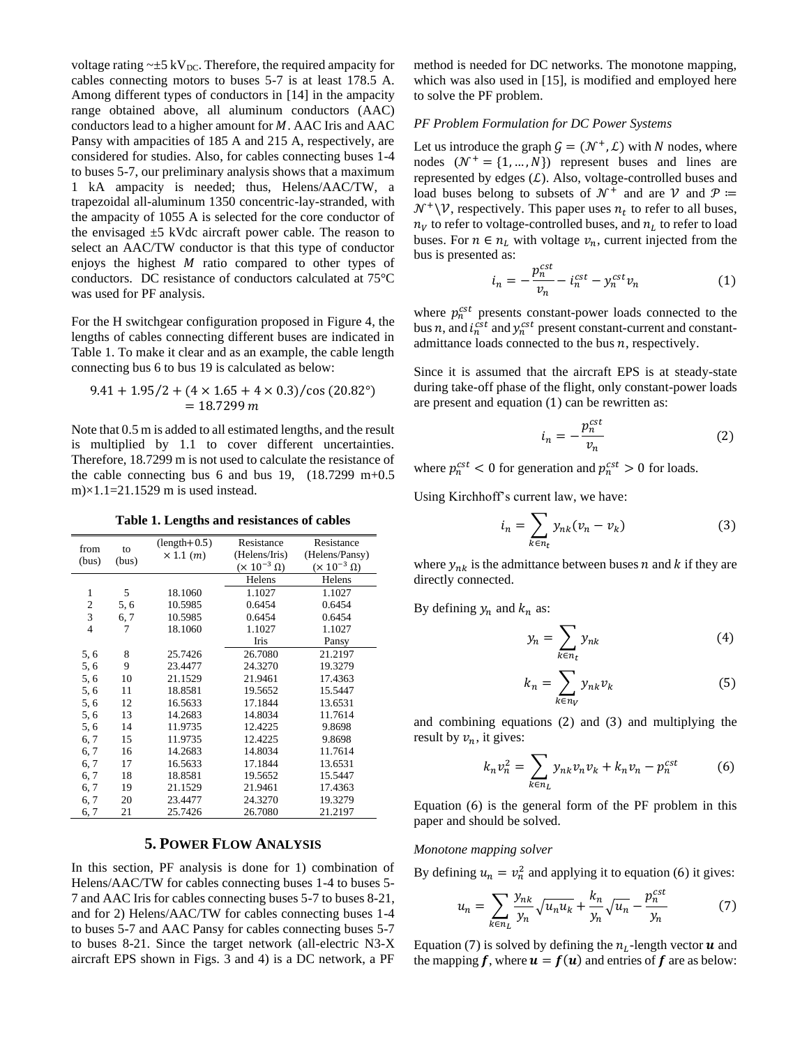voltage rating ~±5 $kV_{DC}$. Therefore, the required ampacity for cables connecting motors to buses 5-7 is at least 178.5 A. Among different types of conductors in [14] in the ampacity range obtained above, all aluminum conductors (AAC) conductors lead to a higher amount for $M$. AAC Iris and AAC Pansy with ampacities of 185 A and 215 A, respectively, are considered for studies. Also, for cables connecting buses 1-4 to buses 5-7, our preliminary analysis shows that a maximum 1 kA ampacity is needed; thus, Helens/AAC/TW, a trapezoidal all-aluminum 1350 concentric-lay-stranded, with the ampacity of 1055 A is selected for the core conductor of the envisaged ±5 kVdc aircraft power cable. The reason to select an AAC/TW conductor is that this type of conductor enjoys the highest $M$ ratio compared to other types of conductors. DC resistance of conductors calculated at 75°C was used for PF analysis.

For the H switchgear configuration proposed in Figure 4, the lengths of cables connecting different buses are indicated in Table 1. To make it clear and as an example, the cable length connecting bus 6 to bus 19 is calculated as below:

$$9.41 + 1.95/2 + (4 \times 1.65 + 4 \times 0.3)/\cos(20.82°) = 18.7299\ m$$

Note that 0.5 m is added to all estimated lengths, and the result is multiplied by 1.1 to cover different uncertainties. Therefore, 18.7299 m is not used to calculate the resistance of the cable connecting bus 6 and bus 19, (18.7299 m+0.5 m)×1.1=21.1529 m is used instead.

**Table 1. Lengths and resistances of cables**

| from (bus) | to (bus) | (length+0.5) × 1.1 ($m$) | Resistance (Helens/Iris) ($\times 10^{-3}\ \Omega$) | Resistance (Helens/Pansy) ($\times 10^{-3}\ \Omega$) |
|---|---|---|---|---|
| | | | Helens | Helens |
| 1 | 5 | 18.1060 | 1.1027 | 1.1027 |
| 2 | 5, 6 | 10.5985 | 0.6454 | 0.6454 |
| 3 | 6, 7 | 10.5985 | 0.6454 | 0.6454 |
| 4 | 7 | 18.1060 | 1.1027 | 1.1027 |
| | | | Iris | Pansy |
| 5, 6 | 8 | 25.7426 | 26.7080 | 21.2197 |
| 5, 6 | 9 | 23.4477 | 24.3270 | 19.3279 |
| 5, 6 | 10 | 21.1529 | 21.9461 | 17.4363 |
| 5, 6 | 11 | 18.8581 | 19.5652 | 15.5447 |
| 5, 6 | 12 | 16.5633 | 17.1844 | 13.6531 |
| 5, 6 | 13 | 14.2683 | 14.8034 | 11.7614 |
| 5, 6 | 14 | 11.9735 | 12.4225 | 9.8698 |
| 6, 7 | 15 | 11.9735 | 12.4225 | 9.8698 |
| 6, 7 | 16 | 14.2683 | 14.8034 | 11.7614 |
| 6, 7 | 17 | 16.5633 | 17.1844 | 13.6531 |
| 6, 7 | 18 | 18.8581 | 19.5652 | 15.5447 |
| 6, 7 | 19 | 21.1529 | 21.9461 | 17.4363 |
| 6, 7 | 20 | 23.4477 | 24.3270 | 19.3279 |
| 6, 7 | 21 | 25.7426 | 26.7080 | 21.2197 |

## 5. POWER FLOW ANALYSIS

In this section, PF analysis is done for 1) combination of Helens/AAC/TW for cables connecting buses 1-4 to buses 5-7 and AAC Iris for cables connecting buses 5-7 to buses 8-21, and for 2) Helens/AAC/TW for cables connecting buses 1-4 to buses 5-7 and AAC Pansy for cables connecting buses 5-7 to buses 8-21. Since the target network (all-electric N3-X aircraft EPS shown in Figs. 3 and 4) is a DC network, a PF method is needed for DC networks. The monotone mapping, which was also used in [15], is modified and employed here to solve the PF problem.

*PF Problem Formulation for DC Power Systems*

Let us introduce the graph $\mathcal{G} = (\mathcal{N}^+, \mathcal{L})$ with $N$ nodes, where nodes $(\mathcal{N}^+ = \{1, \ldots, N\})$ represent buses and lines are represented by edges $(\mathcal{L})$. Also, voltage-controlled buses and load buses belong to subsets of $\mathcal{N}^+$ and are $\mathcal{V}$ and $\mathcal{P} := \mathcal{N}^+ \backslash \mathcal{V}$, respectively. This paper uses $n_t$ to refer to all buses, $n_V$ to refer to voltage-controlled buses, and $n_L$ to refer to load buses. For $n \in n_L$ with voltage $v_n$, current injected from the bus is presented as:

$$i_n = -\frac{p_n^{cst}}{v_n} - i_n^{cst} - y_n^{cst} v_n \tag{1}$$

where $p_n^{cst}$ presents constant-power loads connected to the bus $n$, and $i_n^{cst}$ and $y_n^{cst}$ present constant-current and constant-admittance loads connected to the bus $n$, respectively.

Since it is assumed that the aircraft EPS is at steady-state during take-off phase of the flight, only constant-power loads are present and equation (1) can be rewritten as:

$$i_n = -\frac{p_n^{cst}}{v_n} \tag{2}$$

where $p_n^{cst} < 0$ for generation and $p_n^{cst} > 0$ for loads.

Using Kirchhoff's current law, we have:

$$i_n = \sum_{k \in n_t} y_{nk}(v_n - v_k) \tag{3}$$

where $y_{nk}$ is the admittance between buses $n$ and $k$ if they are directly connected.

By defining $y_n$ and $k_n$ as:

$$y_n = \sum_{k \in n_t} y_{nk} \tag{4}$$

$$k_n = \sum_{k \in n_V} y_{nk} v_k \tag{5}$$

and combining equations (2) and (3) and multiplying the result by $v_n$, it gives:

$$k_n v_n^2 = \sum_{k \in n_L} y_{nk} v_n v_k + k_n v_n - p_n^{cst} \tag{6}$$

Equation (6) is the general form of the PF problem in this paper and should be solved.

*Monotone mapping solver*

By defining $u_n = v_n^2$ and applying it to equation (6) it gives:

$$u_n = \sum_{k \in n_L} \frac{y_{nk}}{y_n} \sqrt{u_n u_k} + \frac{k_n}{y_n} \sqrt{u_n} - \frac{p_n^{cst}}{y_n} \tag{7}$$

Equation (7) is solved by defining the $n_L$-length vector $\boldsymbol{u}$ and the mapping $\boldsymbol{f}$, where $\boldsymbol{u} = \boldsymbol{f}(\boldsymbol{u})$ and entries of $\boldsymbol{f}$ are as below: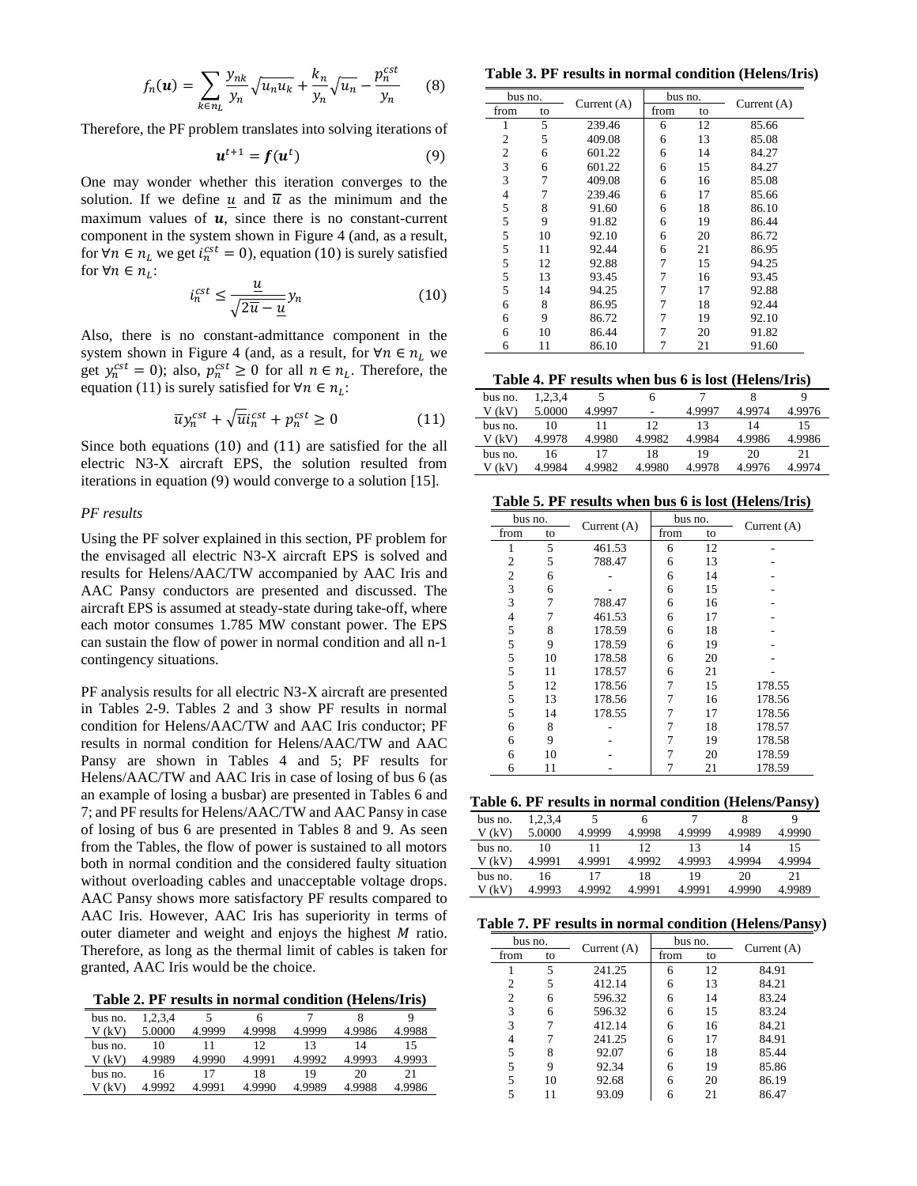$$f_n(\boldsymbol{u}) = \sum_{k \in n_L} \frac{y_{nk}}{y_n}\sqrt{u_n u_k} + \frac{k_n}{y_n}\sqrt{u_n} - \frac{p_n^{cst}}{y_n} \qquad (8)$$

Therefore, the PF problem translates into solving iterations of

$$\boldsymbol{u}^{t+1} = \boldsymbol{f}(\boldsymbol{u}^t) \qquad (9)$$

One may wonder whether this iteration converges to the solution. If we define $\underline{u}$ and $\overline{u}$ as the minimum and the maximum values of $\boldsymbol{u}$, since there is no constant-current component in the system shown in Figure 4 (and, as a result, for $\forall n \in n_L$ we get $i_n^{cst} = 0$), equation (10) is surely satisfied for $\forall n \in n_L$:

$$i_n^{cst} \leq \frac{\underline{u}}{\sqrt{2\overline{u} - \underline{u}}} y_n \qquad (10)$$

Also, there is no constant-admittance component in the system shown in Figure 4 (and, as a result, for $\forall n \in n_L$ we get $y_n^{cst} = 0$); also, $p_n^{cst} \geq 0$ for all $n \in n_L$. Therefore, the equation (11) is surely satisfied for $\forall n \in n_L$:

$$\overline{u} y_n^{cst} + \sqrt{\overline{u}} i_n^{cst} + p_n^{cst} \geq 0 \qquad (11)$$

Since both equations (10) and (11) are satisfied for the all electric N3-X aircraft EPS, the solution resulted from iterations in equation (9) would converge to a solution [15].

*PF results*

Using the PF solver explained in this section, PF problem for the envisaged all electric N3-X aircraft EPS is solved and results for Helens/AAC/TW accompanied by AAC Iris and AAC Pansy conductors are presented and discussed. The aircraft EPS is assumed at steady-state during take-off, where each motor consumes 1.785 MW constant power. The EPS can sustain the flow of power in normal condition and all n-1 contingency situations.

PF analysis results for all electric N3-X aircraft are presented in Tables 2-9. Tables 2 and 3 show PF results in normal condition for Helens/AAC/TW and AAC Iris conductor; PF results in normal condition for Helens/AAC/TW and AAC Pansy are shown in Tables 4 and 5; PF results for Helens/AAC/TW and AAC Iris in case of losing of bus 6 (as an example of losing a busbar) are presented in Tables 6 and 7; and PF results for Helens/AAC/TW and AAC Pansy in case of losing of bus 6 are presented in Tables 8 and 9. As seen from the Tables, the flow of power is sustained to all motors both in normal condition and the considered faulty situation without overloading cables and unacceptable voltage drops. AAC Pansy shows more satisfactory PF results compared to AAC Iris. However, AAC Iris has superiority in terms of outer diameter and weight and enjoys the highest $M$ ratio. Therefore, as long as the thermal limit of cables is taken for granted, AAC Iris would be the choice.

**Table 2. PF results in normal condition (Helens/Iris)**

| bus no. | 1,2,3,4 | 5 | 6 | 7 | 8 | 9 |
|---|---|---|---|---|---|---|
| V (kV) | 5.0000 | 4.9999 | 4.9998 | 4.9999 | 4.9986 | 4.9988 |
| bus no. | 10 | 11 | 12 | 13 | 14 | 15 |
| V (kV) | 4.9989 | 4.9990 | 4.9991 | 4.9992 | 4.9993 | 4.9993 |
| bus no. | 16 | 17 | 18 | 19 | 20 | 21 |
| V (kV) | 4.9992 | 4.9991 | 4.9990 | 4.9989 | 4.9988 | 4.9986 |

**Table 3. PF results in normal condition (Helens/Iris)**

| bus no. | | Current (A) | bus no. | | Current (A) |
|---|---|---|---|---|---|
| from | to | | from | to | |
| 1 | 5 | 239.46 | 6 | 12 | 85.66 |
| 2 | 5 | 409.08 | 6 | 13 | 85.08 |
| 2 | 6 | 601.22 | 6 | 14 | 84.27 |
| 3 | 6 | 601.22 | 6 | 15 | 84.27 |
| 3 | 7 | 409.08 | 6 | 16 | 85.08 |
| 4 | 7 | 239.46 | 6 | 17 | 85.66 |
| 5 | 8 | 91.60 | 6 | 18 | 86.10 |
| 5 | 9 | 91.82 | 6 | 19 | 86.44 |
| 5 | 10 | 92.10 | 6 | 20 | 86.72 |
| 5 | 11 | 92.44 | 6 | 21 | 86.95 |
| 5 | 12 | 92.88 | 7 | 15 | 94.25 |
| 5 | 13 | 93.45 | 7 | 16 | 93.45 |
| 5 | 14 | 94.25 | 7 | 17 | 92.88 |
| 6 | 8 | 86.95 | 7 | 18 | 92.44 |
| 6 | 9 | 86.72 | 7 | 19 | 92.10 |
| 6 | 10 | 86.44 | 7 | 20 | 91.82 |
| 6 | 11 | 86.10 | 7 | 21 | 91.60 |

**Table 4. PF results when bus 6 is lost (Helens/Iris)**

| bus no. | 1,2,3,4 | 5 | 6 | 7 | 8 | 9 |
|---|---|---|---|---|---|---|
| V (kV) | 5.0000 | 4.9997 | - | 4.9997 | 4.9974 | 4.9976 |
| bus no. | 10 | 11 | 12 | 13 | 14 | 15 |
| V (kV) | 4.9978 | 4.9980 | 4.9982 | 4.9984 | 4.9986 | 4.9986 |
| bus no. | 16 | 17 | 18 | 19 | 20 | 21 |
| V (kV) | 4.9984 | 4.9982 | 4.9980 | 4.9978 | 4.9976 | 4.9974 |

**Table 5. PF results when bus 6 is lost (Helens/Iris)**

| bus no. | | Current (A) | bus no. | | Current (A) |
|---|---|---|---|---|---|
| from | to | | from | to | |
| 1 | 5 | 461.53 | 6 | 12 | - |
| 2 | 5 | 788.47 | 6 | 13 | - |
| 2 | 6 | - | 6 | 14 | - |
| 3 | 6 | - | 6 | 15 | - |
| 3 | 7 | 788.47 | 6 | 16 | - |
| 4 | 7 | 461.53 | 6 | 17 | - |
| 5 | 8 | 178.59 | 6 | 18 | - |
| 5 | 9 | 178.59 | 6 | 19 | - |
| 5 | 10 | 178.58 | 6 | 20 | - |
| 5 | 11 | 178.57 | 6 | 21 | - |
| 5 | 12 | 178.56 | 7 | 15 | 178.55 |
| 5 | 13 | 178.56 | 7 | 16 | 178.56 |
| 5 | 14 | 178.55 | 7 | 17 | 178.56 |
| 6 | 8 | - | 7 | 18 | 178.57 |
| 6 | 9 | - | 7 | 19 | 178.58 |
| 6 | 10 | - | 7 | 20 | 178.59 |
| 6 | 11 | - | 7 | 21 | 178.59 |

**Table 6. PF results in normal condition (Helens/Pansy)**

| bus no. | 1,2,3,4 | 5 | 6 | 7 | 8 | 9 |
|---|---|---|---|---|---|---|
| V (kV) | 5.0000 | 4.9999 | 4.9998 | 4.9999 | 4.9989 | 4.9990 |
| bus no. | 10 | 11 | 12 | 13 | 14 | 15 |
| V (kV) | 4.9991 | 4.9991 | 4.9992 | 4.9993 | 4.9994 | 4.9994 |
| bus no. | 16 | 17 | 18 | 19 | 20 | 21 |
| V (kV) | 4.9993 | 4.9992 | 4.9991 | 4.9991 | 4.9990 | 4.9989 |

**Table 7. PF results in normal condition (Helens/Pansy)**

| bus no. | | Current (A) | bus no. | | Current (A) |
|---|---|---|---|---|---|
| from | to | | from | to | |
| 1 | 5 | 241.25 | 6 | 12 | 84.91 |
| 2 | 5 | 412.14 | 6 | 13 | 84.21 |
| 2 | 6 | 596.32 | 6 | 14 | 83.24 |
| 3 | 6 | 596.32 | 6 | 15 | 83.24 |
| 3 | 7 | 412.14 | 6 | 16 | 84.21 |
| 4 | 7 | 241.25 | 6 | 17 | 84.91 |
| 5 | 8 | 92.07 | 6 | 18 | 85.44 |
| 5 | 9 | 92.34 | 6 | 19 | 85.86 |
| 5 | 10 | 92.68 | 6 | 20 | 86.19 |
| 5 | 11 | 93.09 | 6 | 21 | 86.47 |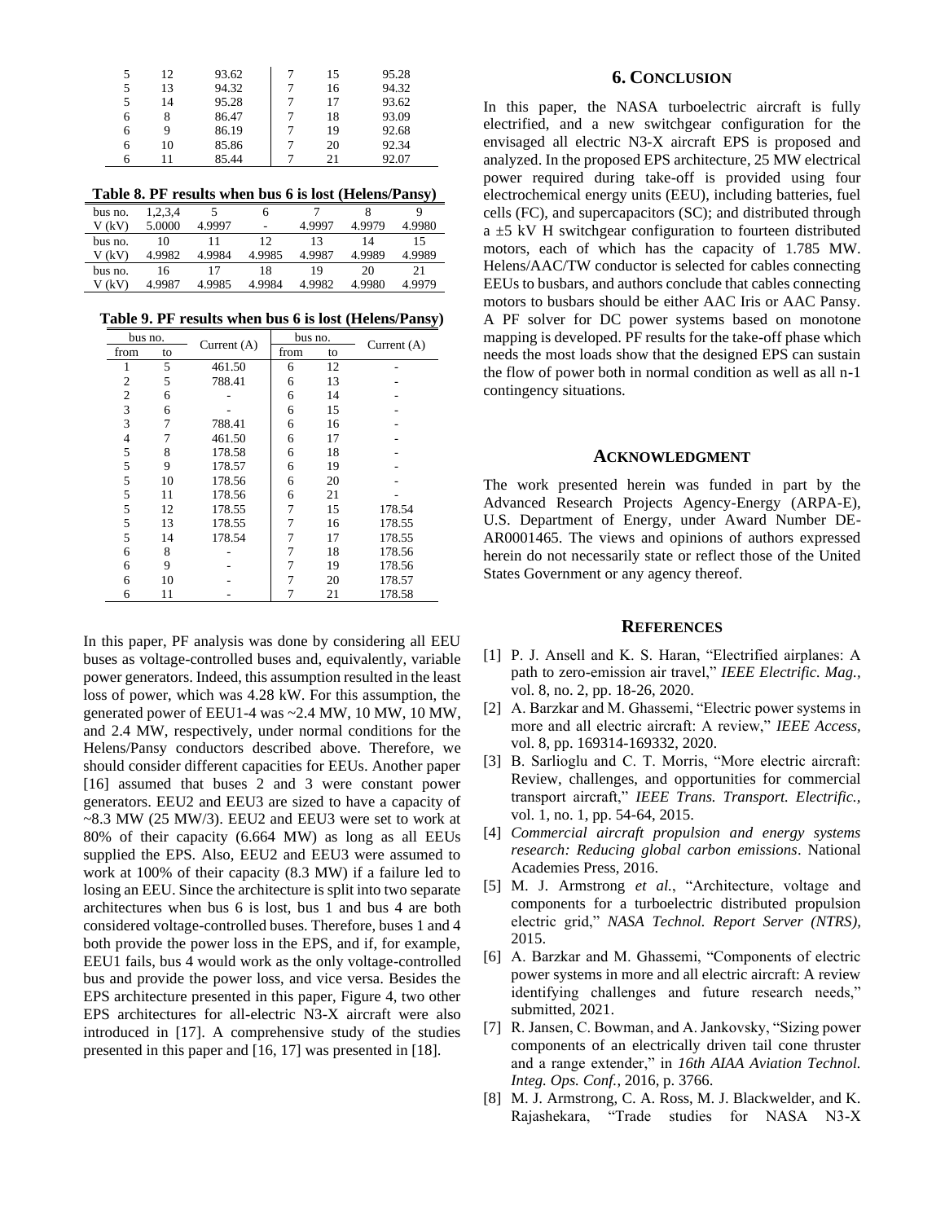| 5 | 12 | 93.62 | 7 | 15 | 95.28 |
|---|---|---|---|---|---|
| 5 | 13 | 94.32 | 7 | 16 | 94.32 |
| 5 | 14 | 95.28 | 7 | 17 | 93.62 |
| 6 | 8 | 86.47 | 7 | 18 | 93.09 |
| 6 | 9 | 86.19 | 7 | 19 | 92.68 |
| 6 | 10 | 85.86 | 7 | 20 | 92.34 |
| 6 | 11 | 85.44 | 7 | 21 | 92.07 |

**Table 8. PF results when bus 6 is lost (Helens/Pansy)**

| bus no. | 1,2,3,4 | 5 | 6 | 7 | 8 | 9 |
|---|---|---|---|---|---|---|
| V (kV) | 5.0000 | 4.9997 | - | 4.9997 | 4.9979 | 4.9980 |
| bus no. | 10 | 11 | 12 | 13 | 14 | 15 |
| V (kV) | 4.9982 | 4.9984 | 4.9985 | 4.9987 | 4.9989 | 4.9989 |
| bus no. | 16 | 17 | 18 | 19 | 20 | 21 |
| V (kV) | 4.9987 | 4.9985 | 4.9984 | 4.9982 | 4.9980 | 4.9979 |

**Table 9. PF results when bus 6 is lost (Helens/Pansy)**

| bus no. | | Current (A) | bus no. | | Current (A) |
|---|---|---|---|---|---|
| from | to | | from | to | |
| 1 | 5 | 461.50 | 6 | 12 | - |
| 2 | 5 | 788.41 | 6 | 13 | - |
| 2 | 6 | - | 6 | 14 | - |
| 3 | 6 | - | 6 | 15 | - |
| 3 | 7 | 788.41 | 6 | 16 | - |
| 4 | 7 | 461.50 | 6 | 17 | - |
| 5 | 8 | 178.58 | 6 | 18 | - |
| 5 | 9 | 178.57 | 6 | 19 | - |
| 5 | 10 | 178.56 | 6 | 20 | - |
| 5 | 11 | 178.56 | 6 | 21 | - |
| 5 | 12 | 178.55 | 7 | 15 | 178.54 |
| 5 | 13 | 178.55 | 7 | 16 | 178.55 |
| 5 | 14 | 178.54 | 7 | 17 | 178.55 |
| 6 | 8 | - | 7 | 18 | 178.56 |
| 6 | 9 | - | 7 | 19 | 178.56 |
| 6 | 10 | - | 7 | 20 | 178.57 |
| 6 | 11 | - | 7 | 21 | 178.58 |

In this paper, PF analysis was done by considering all EEU buses as voltage-controlled buses and, equivalently, variable power generators. Indeed, this assumption resulted in the least loss of power, which was 4.28 kW. For this assumption, the generated power of EEU1-4 was ~2.4 MW, 10 MW, 10 MW, and 2.4 MW, respectively, under normal conditions for the Helens/Pansy conductors described above. Therefore, we should consider different capacities for EEUs. Another paper [16] assumed that buses 2 and 3 were constant power generators. EEU2 and EEU3 are sized to have a capacity of ~8.3 MW (25 MW/3). EEU2 and EEU3 were set to work at 80% of their capacity (6.664 MW) as long as all EEUs supplied the EPS. Also, EEU2 and EEU3 were assumed to work at 100% of their capacity (8.3 MW) if a failure led to losing an EEU. Since the architecture is split into two separate architectures when bus 6 is lost, bus 1 and bus 4 are both considered voltage-controlled buses. Therefore, buses 1 and 4 both provide the power loss in the EPS, and if, for example, EEU1 fails, bus 4 would work as the only voltage-controlled bus and provide the power loss, and vice versa. Besides the EPS architecture presented in this paper, Figure 4, two other EPS architectures for all-electric N3-X aircraft were also introduced in [17]. A comprehensive study of the studies presented in this paper and [16, 17] was presented in [18].

## 6. Conclusion

In this paper, the NASA turboelectric aircraft is fully electrified, and a new switchgear configuration for the envisaged all electric N3-X aircraft EPS is proposed and analyzed. In the proposed EPS architecture, 25 MW electrical power required during take-off is provided using four electrochemical energy units (EEU), including batteries, fuel cells (FC), and supercapacitors (SC); and distributed through a ±5 kV H switchgear configuration to fourteen distributed motors, each of which has the capacity of 1.785 MW. Helens/AAC/TW conductor is selected for cables connecting EEUs to busbars, and authors conclude that cables connecting motors to busbars should be either AAC Iris or AAC Pansy. A PF solver for DC power systems based on monotone mapping is developed. PF results for the take-off phase which needs the most loads show that the designed EPS can sustain the flow of power both in normal condition as well as all n-1 contingency situations.

## Acknowledgment

The work presented herein was funded in part by the Advanced Research Projects Agency-Energy (ARPA-E), U.S. Department of Energy, under Award Number DE-AR0001465. The views and opinions of authors expressed herein do not necessarily state or reflect those of the United States Government or any agency thereof.

## References

[1] P. J. Ansell and K. S. Haran, "Electrified airplanes: A path to zero-emission air travel," *IEEE Electrific. Mag.,* vol. 8, no. 2, pp. 18-26, 2020.

[2] A. Barzkar and M. Ghassemi, "Electric power systems in more and all electric aircraft: A review," *IEEE Access*, vol. 8, pp. 169314-169332, 2020.

[3] B. Sarlioglu and C. T. Morris, "More electric aircraft: Review, challenges, and opportunities for commercial transport aircraft," *IEEE Trans. Transport. Electrific.,* vol. 1, no. 1, pp. 54-64, 2015.

[4] *Commercial aircraft propulsion and energy systems research: Reducing global carbon emissions*. National Academies Press, 2016.

[5] M. J. Armstrong *et al.*, "Architecture, voltage and components for a turboelectric distributed propulsion electric grid," *NASA Technol. Report Server (NTRS),* 2015.

[6] A. Barzkar and M. Ghassemi, "Components of electric power systems in more and all electric aircraft: A review identifying challenges and future research needs," submitted, 2021.

[7] R. Jansen, C. Bowman, and A. Jankovsky, "Sizing power components of an electrically driven tail cone thruster and a range extender," in *16th AIAA Aviation Technol. Integ. Ops. Conf.*, 2016, p. 3766.

[8] M. J. Armstrong, C. A. Ross, M. J. Blackwelder, and K. Rajashekara, "Trade studies for NASA N3-X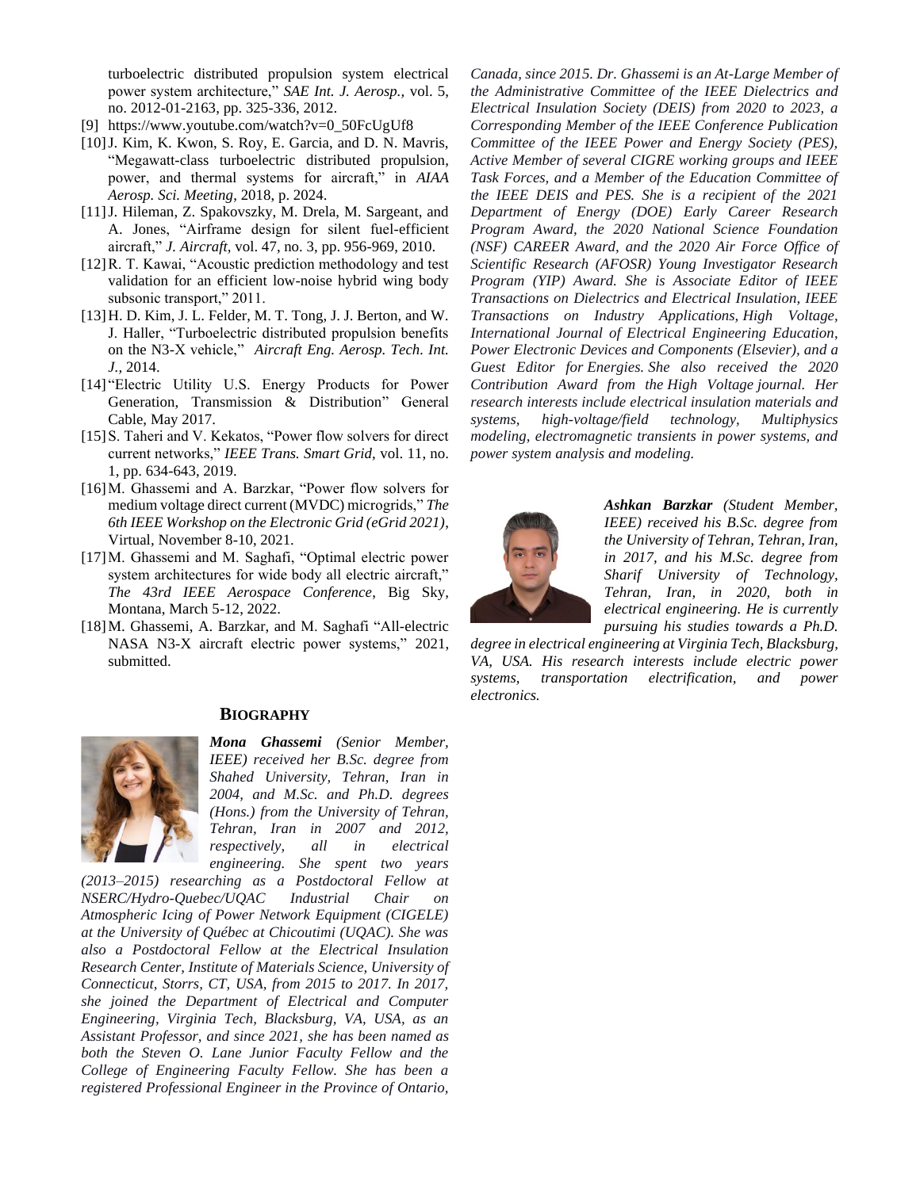turboelectric distributed propulsion system electrical power system architecture," *SAE Int. J. Aerosp.*, vol. 5, no. 2012-01-2163, pp. 325-336, 2012.

[9] https://www.youtube.com/watch?v=0_50FcUgUf8

[10] J. Kim, K. Kwon, S. Roy, E. Garcia, and D. N. Mavris, "Megawatt-class turboelectric distributed propulsion, power, and thermal systems for aircraft," in *AIAA Aerosp. Sci. Meeting*, 2018, p. 2024.

[11] J. Hileman, Z. Spakovszky, M. Drela, M. Sargeant, and A. Jones, "Airframe design for silent fuel-efficient aircraft," *J. Aircraft*, vol. 47, no. 3, pp. 956-969, 2010.

[12] R. T. Kawai, "Acoustic prediction methodology and test validation for an efficient low-noise hybrid wing body subsonic transport," 2011.

[13] H. D. Kim, J. L. Felder, M. T. Tong, J. J. Berton, and W. J. Haller, "Turboelectric distributed propulsion benefits on the N3-X vehicle," *Aircraft Eng. Aerosp. Tech. Int. J.*, 2014.

[14] "Electric Utility U.S. Energy Products for Power Generation, Transmission & Distribution" General Cable, May 2017.

[15] S. Taheri and V. Kekatos, "Power flow solvers for direct current networks," *IEEE Trans. Smart Grid*, vol. 11, no. 1, pp. 634-643, 2019.

[16] M. Ghassemi and A. Barzkar, "Power flow solvers for medium voltage direct current (MVDC) microgrids," *The 6th IEEE Workshop on the Electronic Grid (eGrid 2021)*, Virtual, November 8-10, 2021.

[17] M. Ghassemi and M. Saghafi, "Optimal electric power system architectures for wide body all electric aircraft," *The 43rd IEEE Aerospace Conference*, Big Sky, Montana, March 5-12, 2022.

[18] M. Ghassemi, A. Barzkar, and M. Saghafi "All-electric NASA N3-X aircraft electric power systems," 2021, submitted.

## BIOGRAPHY

***Mona Ghassemi*** *(Senior Member, IEEE) received her B.Sc. degree from Shahed University, Tehran, Iran in 2004, and M.Sc. and Ph.D. degrees (Hons.) from the University of Tehran, Tehran, Iran in 2007 and 2012, respectively, all in electrical engineering. She spent two years (2013–2015) researching as a Postdoctoral Fellow at NSERC/Hydro-Quebec/UQAC Industrial Chair on Atmospheric Icing of Power Network Equipment (CIGELE) at the University of Québec at Chicoutimi (UQAC). She was also a Postdoctoral Fellow at the Electrical Insulation Research Center, Institute of Materials Science, University of Connecticut, Storrs, CT, USA, from 2015 to 2017. In 2017, she joined the Department of Electrical and Computer Engineering, Virginia Tech, Blacksburg, VA, USA, as an Assistant Professor, and since 2021, she has been named as both the Steven O. Lane Junior Faculty Fellow and the College of Engineering Faculty Fellow. She has been a registered Professional Engineer in the Province of Ontario, Canada, since 2015. Dr. Ghassemi is an At-Large Member of the Administrative Committee of the IEEE Dielectrics and Electrical Insulation Society (DEIS) from 2020 to 2023, a Corresponding Member of the IEEE Conference Publication Committee of the IEEE Power and Energy Society (PES), Active Member of several CIGRE working groups and IEEE Task Forces, and a Member of the Education Committee of the IEEE DEIS and PES. She is a recipient of the 2021 Department of Energy (DOE) Early Career Research Program Award, the 2020 National Science Foundation (NSF) CAREER Award, and the 2020 Air Force Office of Scientific Research (AFOSR) Young Investigator Research Program (YIP) Award. She is Associate Editor of IEEE Transactions on Dielectrics and Electrical Insulation, IEEE Transactions on Industry Applications, High Voltage, International Journal of Electrical Engineering Education, Power Electronic Devices and Components (Elsevier), and a Guest Editor for Energies. She also received the 2020 Contribution Award from the High Voltage journal. Her research interests include electrical insulation materials and systems, high-voltage/field technology, Multiphysics modeling, electromagnetic transients in power systems, and power system analysis and modeling.*

***Ashkan Barzkar*** *(Student Member, IEEE) received his B.Sc. degree from the University of Tehran, Tehran, Iran, in 2017, and his M.Sc. degree from Sharif University of Technology, Tehran, Iran, in 2020, both in electrical engineering. He is currently pursuing his studies towards a Ph.D. degree in electrical engineering at Virginia Tech, Blacksburg, VA, USA. His research interests include electric power systems, transportation electrification, and power electronics.*